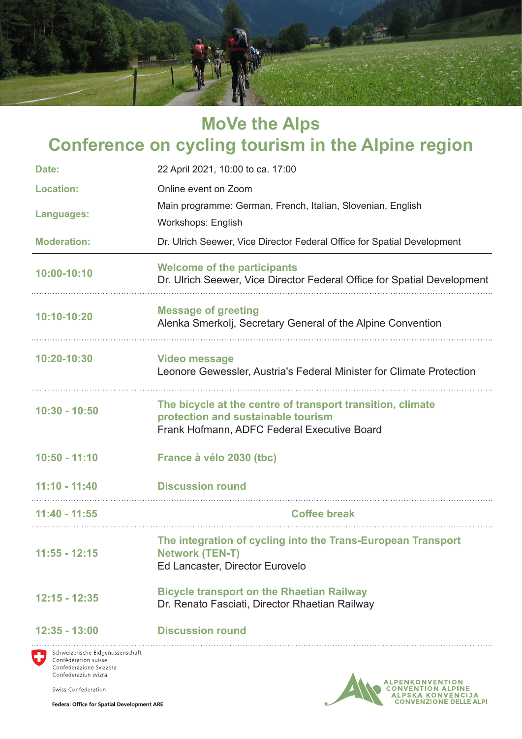# MoVe the Alps

## Conference on cycling tourism in the Alpine region

| | |
|---|---|
| **Date:** | 22 April 2021, 10:00 to ca. 17:00 |
| **Location:** | Online event on Zoom |
| **Languages:** | Main programme: German, French, Italian, Slovenian, English<br>Workshops: English |
| **Moderation:** | Dr. Ulrich Seewer, Vice Director Federal Office for Spatial Development |

| | |
|---|---|
| **10:00-10:10** | **Welcome of the participants**<br>Dr. Ulrich Seewer, Vice Director Federal Office for Spatial Development |
| **10:10-10:20** | **Message of greeting**<br>Alenka Smerkolj, Secretary General of the Alpine Convention |
| **10:20-10:30** | **Video message**<br>Leonore Gewessler, Austria's Federal Minister for Climate Protection |
| **10:30 - 10:50** | **The bicycle at the centre of transport transition, climate protection and sustainable tourism**<br>Frank Hofmann, ADFC Federal Executive Board |
| **10:50 - 11:10** | **France à vélo 2030 (tbc)** |
| **11:10 - 11:40** | **Discussion round** |
| **11:40 - 11:55** | **Coffee break** |
| **11:55 - 12:15** | **The integration of cycling into the Trans-European Transport Network (TEN-T)**<br>Ed Lancaster, Director Eurovelo |
| **12:15 - 12:35** | **Bicycle transport on the Rhaetian Railway**<br>Dr. Renato Fasciati, Director Rhaetian Railway |
| **12:35 - 13:00** | **Discussion round** |

Schweizerische Eidgenossenschaft
Confédération suisse
Confederazione Svizzera
Confederaziun svizra

Swiss Confederation

**Federal Office for Spatial Development ARE**

ALPENKONVENTION
CONVENTION ALPINE
ALPSKA KONVENCIJA
CONVENZIONE DELLE ALPI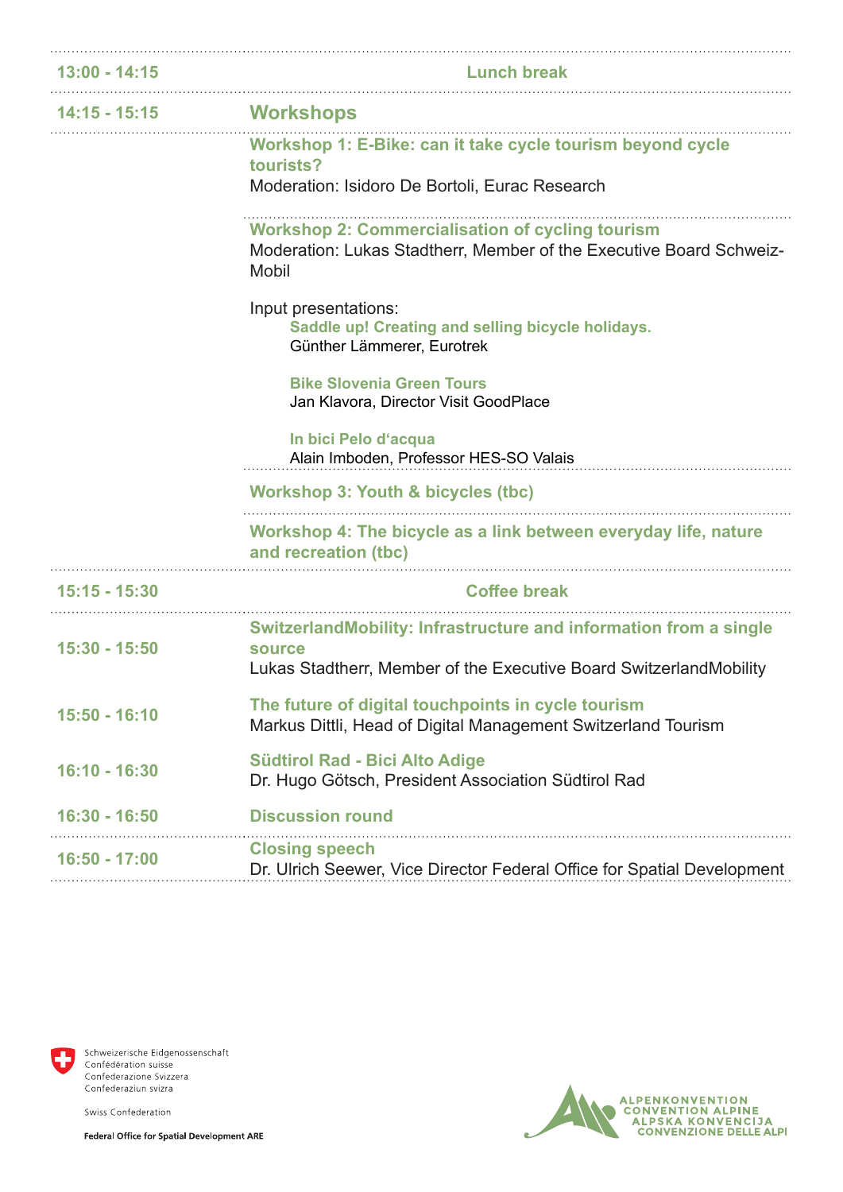| | |
|---|---|
| **13:00 - 14:15** | **Lunch break** |
| **14:15 - 15:15** | **Workshops** |
| | **Workshop 1: E-Bike: can it take cycle tourism beyond cycle tourists?**<br>Moderation: Isidoro De Bortoli, Eurac Research |
| | **Workshop 2: Commercialisation of cycling tourism**<br>Moderation: Lukas Stadtherr, Member of the Executive Board Schweiz-Mobil<br><br>Input presentations:<br>**Saddle up! Creating and selling bicycle holidays.**<br>Günther Lämmerer, Eurotrek<br><br>**Bike Slovenia Green Tours**<br>Jan Klavora, Director Visit GoodPlace<br><br>**In bici Pelo d'acqua**<br>Alain Imboden, Professor HES-SO Valais |
| | **Workshop 3: Youth & bicycles (tbc)** |
| | **Workshop 4: The bicycle as a link between everyday life, nature and recreation (tbc)** |
| **15:15 - 15:30** | **Coffee break** |
| **15:30 - 15:50** | **SwitzerlandMobility: Infrastructure and information from a single source**<br>Lukas Stadtherr, Member of the Executive Board SwitzerlandMobility |
| **15:50 - 16:10** | **The future of digital touchpoints in cycle tourism**<br>Markus Dittli, Head of Digital Management Switzerland Tourism |
| **16:10 - 16:30** | **Südtirol Rad - Bici Alto Adige**<br>Dr. Hugo Götsch, President Association Südtirol Rad |
| **16:30 - 16:50** | **Discussion round** |
| **16:50 - 17:00** | **Closing speech**<br>Dr. Ulrich Seewer, Vice Director Federal Office for Spatial Development |

Schweizerische Eidgenossenschaft
Confédération suisse
Confederazione Svizzera
Confederaziun svizra

Swiss Confederation

**Federal Office for Spatial Development ARE**

ALPENKONVENTION
CONVENTION ALPINE
ALPSKA KONVENCIJA
CONVENZIONE DELLE ALPI